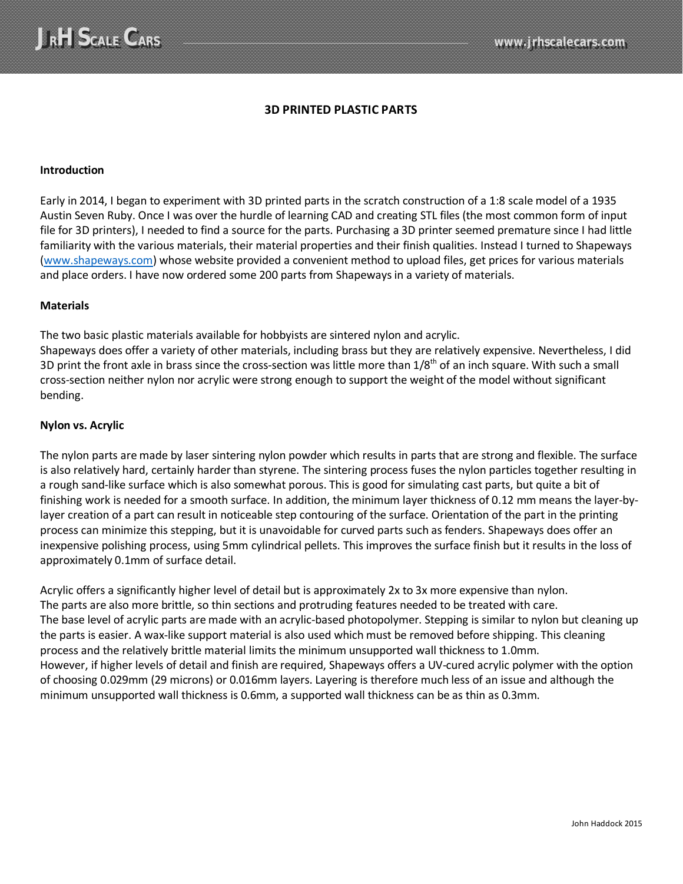# 3D PRINTED PLASTIC PARTS

## Introduction

Early in 2014, I began to experiment with 3D printed parts in the scratch construction of a 1:8 scale model of a 1935 Austin Seven Ruby. Once I was over the hurdle of learning CAD and creating STL files (the most common form of input file for 3D printers), I needed to find a source for the parts. Purchasing a 3D printer seemed premature since I had little familiarity with the various materials, their material properties and their finish qualities. Instead I turned to Shapeways (www.shapeways.com) whose website provided a convenient method to upload files, get prices for various materials and place orders. I have now ordered some 200 parts from Shapeways in a variety of materials.

## Materials

The two basic plastic materials available for hobbyists are sintered nylon and acrylic.
Shapeways does offer a variety of other materials, including brass but they are relatively expensive. Nevertheless, I did 3D print the front axle in brass since the cross-section was little more than 1/8th of an inch square. With such a small cross-section neither nylon nor acrylic were strong enough to support the weight of the model without significant bending.

## Nylon vs. Acrylic

The nylon parts are made by laser sintering nylon powder which results in parts that are strong and flexible. The surface is also relatively hard, certainly harder than styrene. The sintering process fuses the nylon particles together resulting in a rough sand-like surface which is also somewhat porous. This is good for simulating cast parts, but quite a bit of finishing work is needed for a smooth surface. In addition, the minimum layer thickness of 0.12 mm means the layer-by-layer creation of a part can result in noticeable step contouring of the surface. Orientation of the part in the printing process can minimize this stepping, but it is unavoidable for curved parts such as fenders. Shapeways does offer an inexpensive polishing process, using 5mm cylindrical pellets. This improves the surface finish but it results in the loss of approximately 0.1mm of surface detail.

Acrylic offers a significantly higher level of detail but is approximately 2x to 3x more expensive than nylon.
The parts are also more brittle, so thin sections and protruding features needed to be treated with care.
The base level of acrylic parts are made with an acrylic-based photopolymer. Stepping is similar to nylon but cleaning up the parts is easier. A wax-like support material is also used which must be removed before shipping. This cleaning process and the relatively brittle material limits the minimum unsupported wall thickness to 1.0mm.
However, if higher levels of detail and finish are required, Shapeways offers a UV-cured acrylic polymer with the option of choosing 0.029mm (29 microns) or 0.016mm layers. Layering is therefore much less of an issue and although the minimum unsupported wall thickness is 0.6mm, a supported wall thickness can be as thin as 0.3mm.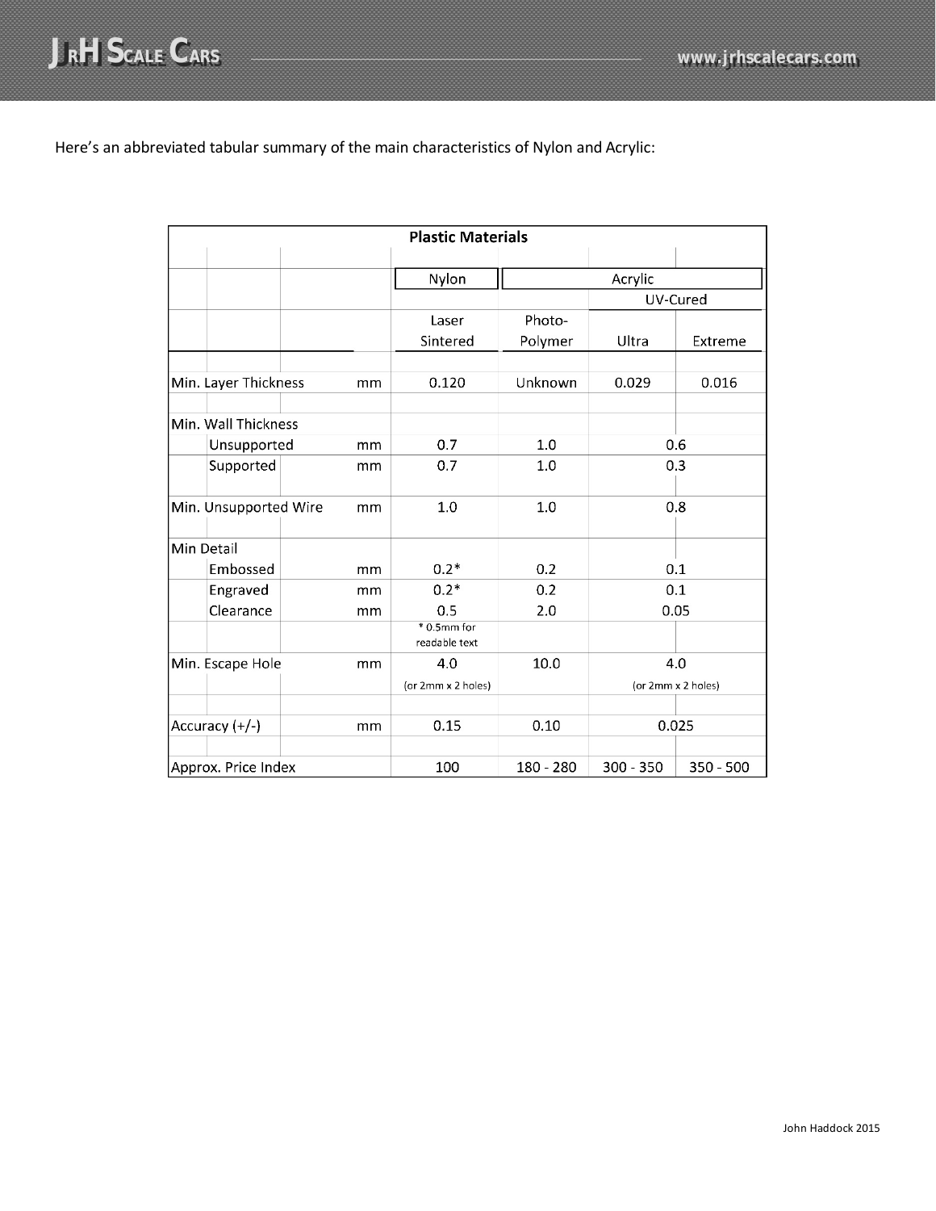Here's an abbreviated tabular summary of the main characteristics of Nylon and Acrylic:

| Plastic Materials | | Nylon | Acrylic | | |
|---|---|---|---|---|---|
| | | | | UV-Cured | |
| | | Laser Sintered | Photo-Polymer | Ultra | Extreme |
| Min. Layer Thickness | mm | 0.120 | Unknown | 0.029 | 0.016 |
| Min. Wall Thickness | | | | | |
| Unsupported | mm | 0.7 | 1.0 | 0.6 | |
| Supported | mm | 0.7 | 1.0 | 0.3 | |
| Min. Unsupported Wire | mm | 1.0 | 1.0 | 0.8 | |
| Min Detail | | | | | |
| Embossed | mm | 0.2* | 0.2 | 0.1 | |
| Engraved | mm | 0.2* | 0.2 | 0.1 | |
| Clearance | mm | 0.5 | 2.0 | 0.05 | |
| | | * 0.5mm for readable text | | | |
| Min. Escape Hole | mm | 4.0 (or 2mm x 2 holes) | 10.0 | 4.0 (or 2mm x 2 holes) | |
| Accuracy (+/-) | mm | 0.15 | 0.10 | 0.025 | |
| Approx. Price Index | | 100 | 180 - 280 | 300 - 350 | 350 - 500 |

John Haddock 2015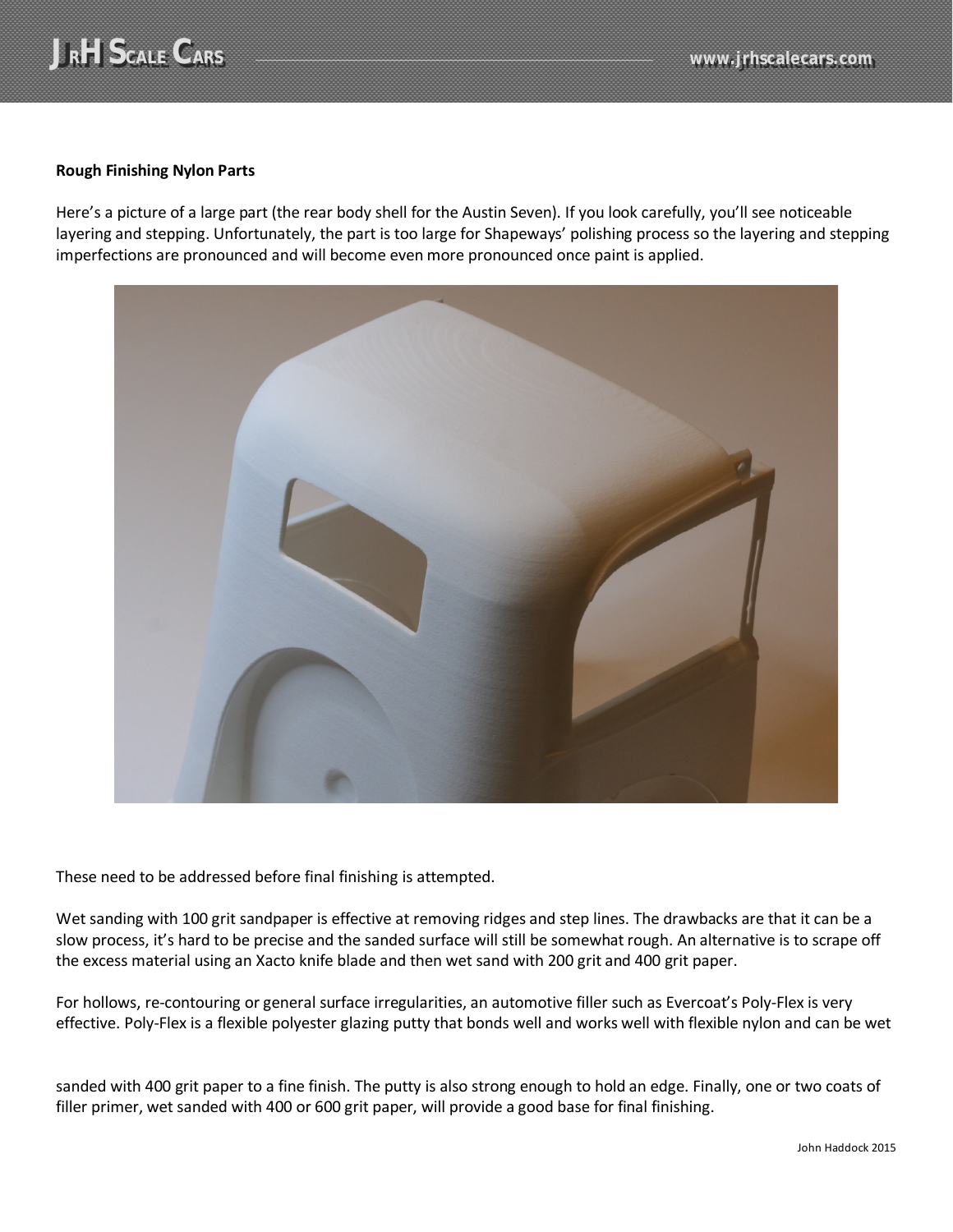**Rough Finishing Nylon Parts**

Here's a picture of a large part (the rear body shell for the Austin Seven). If you look carefully, you'll see noticeable layering and stepping. Unfortunately, the part is too large for Shapeways' polishing process so the layering and stepping imperfections are pronounced and will become even more pronounced once paint is applied.

These need to be addressed before final finishing is attempted.

Wet sanding with 100 grit sandpaper is effective at removing ridges and step lines. The drawbacks are that it can be a slow process, it's hard to be precise and the sanded surface will still be somewhat rough. An alternative is to scrape off the excess material using an Xacto knife blade and then wet sand with 200 grit and 400 grit paper.

For hollows, re-contouring or general surface irregularities, an automotive filler such as Evercoat's Poly-Flex is very effective. Poly-Flex is a flexible polyester glazing putty that bonds well and works well with flexible nylon and can be wet sanded with 400 grit paper to a fine finish. The putty is also strong enough to hold an edge. Finally, one or two coats of filler primer, wet sanded with 400 or 600 grit paper, will provide a good base for final finishing.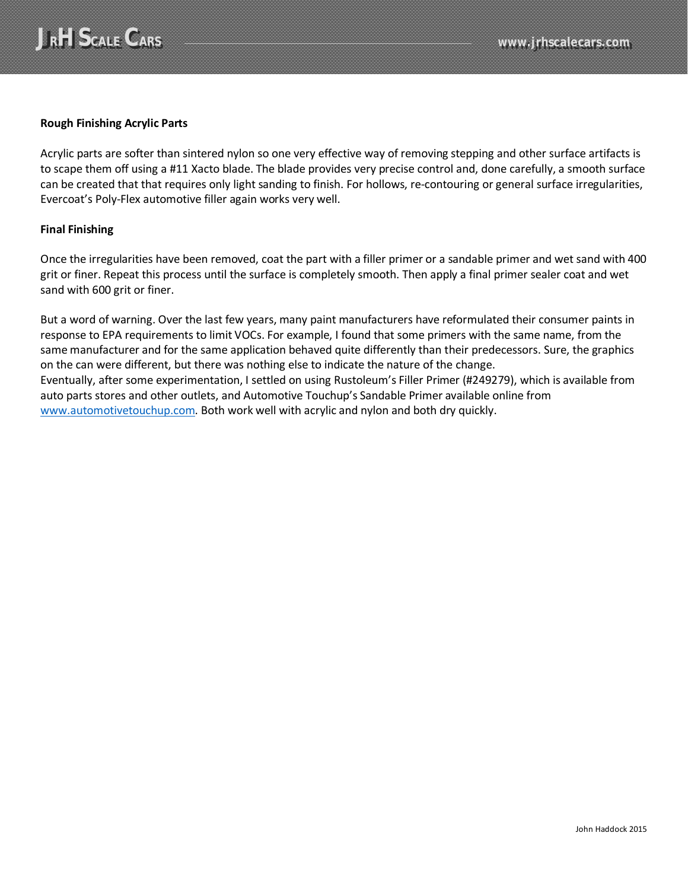**Rough Finishing Acrylic Parts**

Acrylic parts are softer than sintered nylon so one very effective way of removing stepping and other surface artifacts is to scape them off using a #11 Xacto blade. The blade provides very precise control and, done carefully, a smooth surface can be created that that requires only light sanding to finish. For hollows, re-contouring or general surface irregularities, Evercoat's Poly-Flex automotive filler again works very well.

**Final Finishing**

Once the irregularities have been removed, coat the part with a filler primer or a sandable primer and wet sand with 400 grit or finer. Repeat this process until the surface is completely smooth. Then apply a final primer sealer coat and wet sand with 600 grit or finer.

But a word of warning. Over the last few years, many paint manufacturers have reformulated their consumer paints in response to EPA requirements to limit VOCs. For example, I found that some primers with the same name, from the same manufacturer and for the same application behaved quite differently than their predecessors. Sure, the graphics on the can were different, but there was nothing else to indicate the nature of the change.
Eventually, after some experimentation, I settled on using Rustoleum's Filler Primer (#249279), which is available from auto parts stores and other outlets, and Automotive Touchup's Sandable Primer available online from www.automotivetouchup.com. Both work well with acrylic and nylon and both dry quickly.